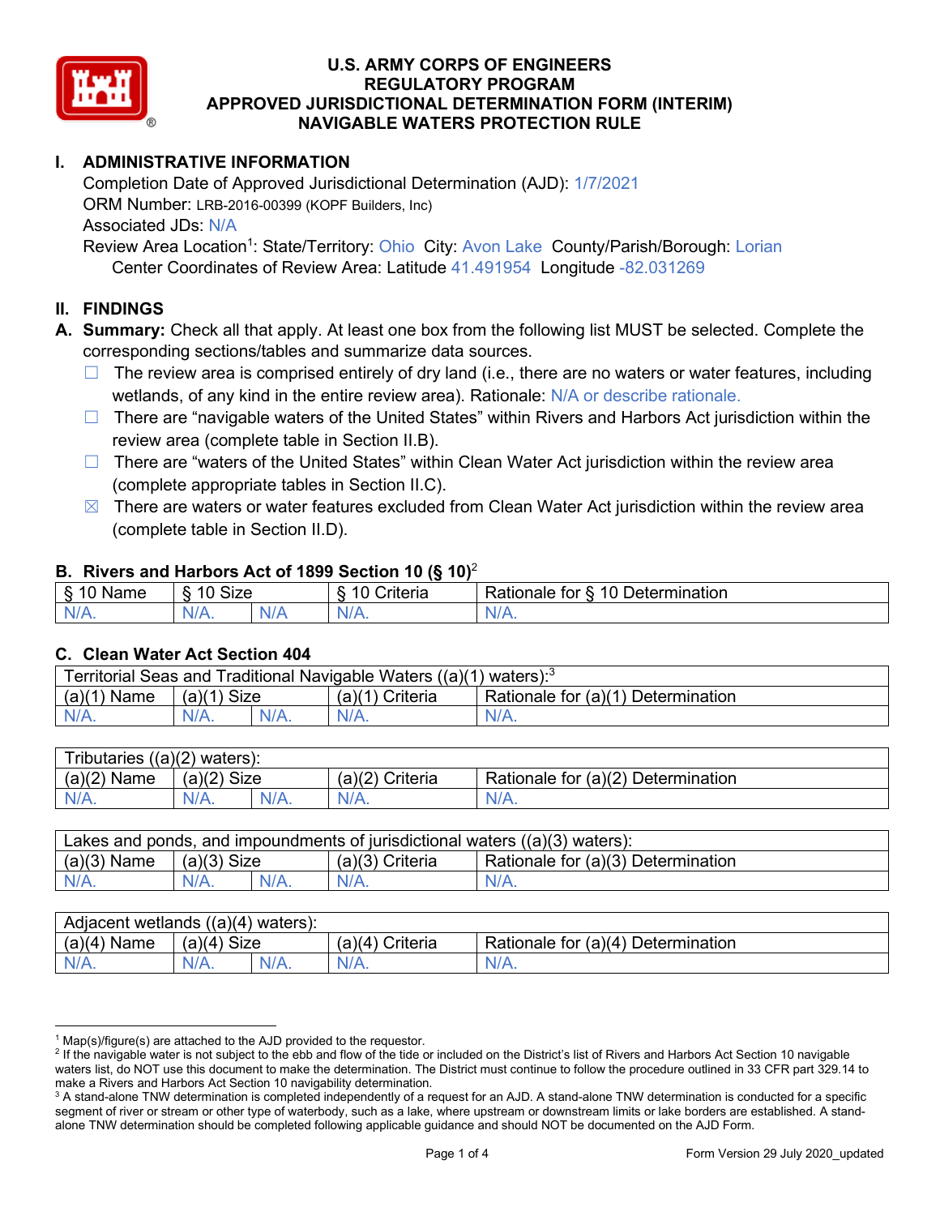# U.S. ARMY CORPS OF ENGINEERS
# REGULATORY PROGRAM
# APPROVED JURISDICTIONAL DETERMINATION FORM (INTERIM)
# NAVIGABLE WATERS PROTECTION RULE

## I. ADMINISTRATIVE INFORMATION

Completion Date of Approved Jurisdictional Determination (AJD): 1/7/2021
ORM Number: LRB-2016-00399 (KOPF Builders, Inc)
Associated JDs: N/A
Review Area Location[1]: State/Territory: Ohio City: Avon Lake County/Parish/Borough: Lorian
Center Coordinates of Review Area: Latitude 41.491954 Longitude -82.031269

## II. FINDINGS

**A. Summary:** Check all that apply. At least one box from the following list MUST be selected. Complete the corresponding sections/tables and summarize data sources.

- ☐ The review area is comprised entirely of dry land (i.e., there are no waters or water features, including wetlands, of any kind in the entire review area). Rationale: N/A or describe rationale.
- ☐ There are "navigable waters of the United States" within Rivers and Harbors Act jurisdiction within the review area (complete table in Section II.B).
- ☐ There are "waters of the United States" within Clean Water Act jurisdiction within the review area (complete appropriate tables in Section II.C).
- ☒ There are waters or water features excluded from Clean Water Act jurisdiction within the review area (complete table in Section II.D).

**B. Rivers and Harbors Act of 1899 Section 10 (§ 10)**[2]

| § 10 Name | § 10 Size | | § 10 Criteria | Rationale for § 10 Determination |
|---|---|---|---|---|
| N/A. | N/A. | N/A | N/A. | N/A. |

**C. Clean Water Act Section 404**

| Territorial Seas and Traditional Navigable Waters ((a)(1) waters):[3] | | | | |
|---|---|---|---|---|
| (a)(1) Name | (a)(1) Size | | (a)(1) Criteria | Rationale for (a)(1) Determination |
| N/A. | N/A. | N/A. | N/A. | N/A. |

| Tributaries ((a)(2) waters): | | | | |
|---|---|---|---|---|
| (a)(2) Name | (a)(2) Size | | (a)(2) Criteria | Rationale for (a)(2) Determination |
| N/A. | N/A. | N/A. | N/A. | N/A. |

| Lakes and ponds, and impoundments of jurisdictional waters ((a)(3) waters): | | | | |
|---|---|---|---|---|
| (a)(3) Name | (a)(3) Size | | (a)(3) Criteria | Rationale for (a)(3) Determination |
| N/A. | N/A. | N/A. | N/A. | N/A. |

| Adjacent wetlands ((a)(4) waters): | | | | |
|---|---|---|---|---|
| (a)(4) Name | (a)(4) Size | | (a)(4) Criteria | Rationale for (a)(4) Determination |
| N/A. | N/A. | N/A. | N/A. | N/A. |

---

[1] Map(s)/figure(s) are attached to the AJD provided to the requestor.
[2] If the navigable water is not subject to the ebb and flow of the tide or included on the District's list of Rivers and Harbors Act Section 10 navigable waters list, do NOT use this document to make the determination. The District must continue to follow the procedure outlined in 33 CFR part 329.14 to make a Rivers and Harbors Act Section 10 navigability determination.
[3] A stand-alone TNW determination is completed independently of a request for an AJD. A stand-alone TNW determination is conducted for a specific segment of river or stream or other type of waterbody, such as a lake, where upstream or downstream limits or lake borders are established. A stand-alone TNW determination should be completed following applicable guidance and should NOT be documented on the AJD Form.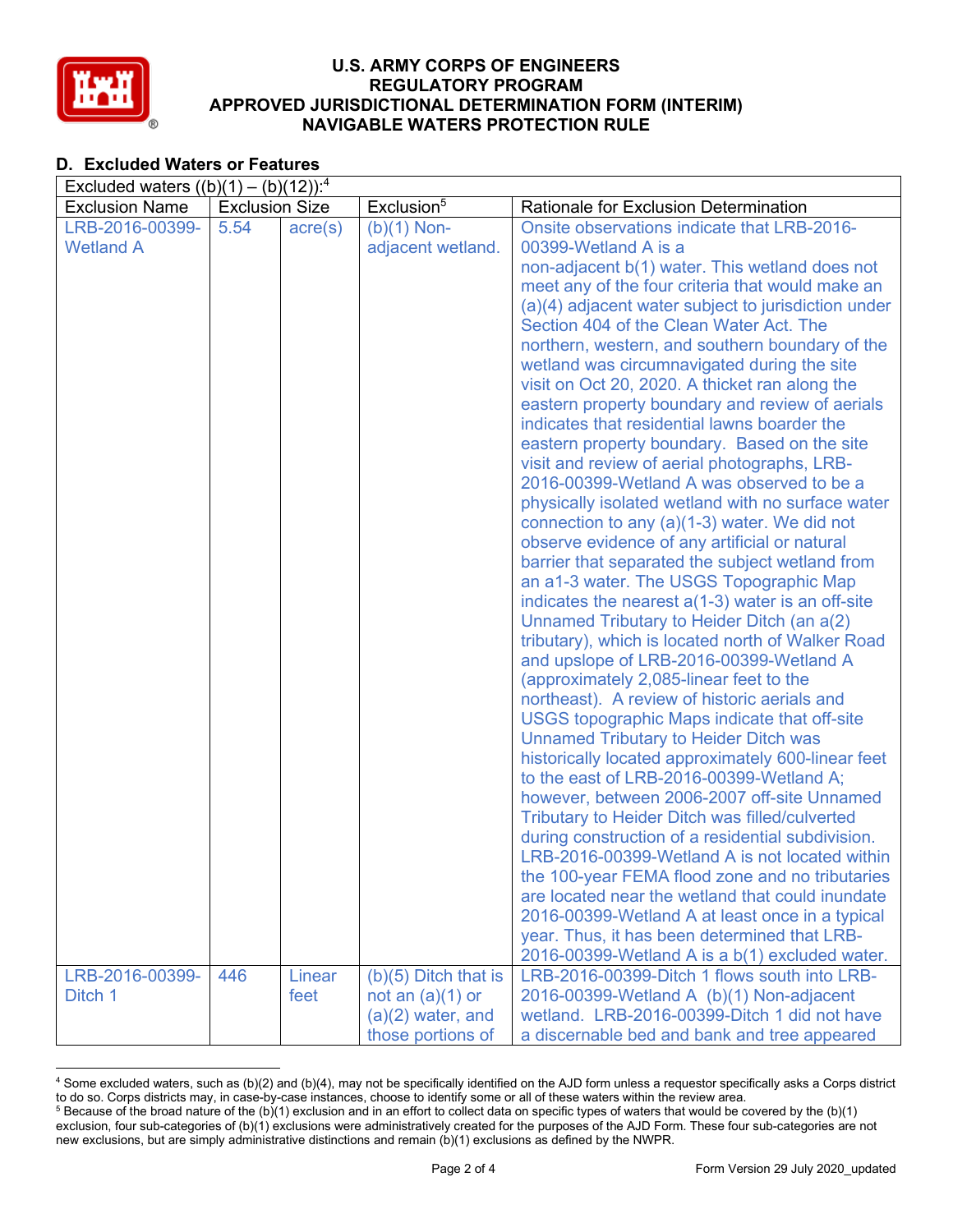## D. Excluded Waters or Features

| Excluded waters ((b)(1) – (b)(12)):[4] | | | | |
|---|---|---|---|---|
| Exclusion Name | Exclusion Size | | Exclusion[5] | Rationale for Exclusion Determination |
| LRB-2016-00399-Wetland A | 5.54 | acre(s) | (b)(1) Non-adjacent wetland. | Onsite observations indicate that LRB-2016-00399-Wetland A is a non-adjacent b(1) water. This wetland does not meet any of the four criteria that would make an (a)(4) adjacent water subject to jurisdiction under Section 404 of the Clean Water Act. The northern, western, and southern boundary of the wetland was circumnavigated during the site visit on Oct 20, 2020. A thicket ran along the eastern property boundary and review of aerials indicates that residential lawns boarder the eastern property boundary. Based on the site visit and review of aerial photographs, LRB-2016-00399-Wetland A was observed to be a physically isolated wetland with no surface water connection to any (a)(1-3) water. We did not observe evidence of any artificial or natural barrier that separated the subject wetland from an a1-3 water. The USGS Topographic Map indicates the nearest a(1-3) water is an off-site Unnamed Tributary to Heider Ditch (an a(2) tributary), which is located north of Walker Road and upslope of LRB-2016-00399-Wetland A (approximately 2,085-linear feet to the northeast). A review of historic aerials and USGS topographic Maps indicate that off-site Unnamed Tributary to Heider Ditch was historically located approximately 600-linear feet to the east of LRB-2016-00399-Wetland A; however, between 2006-2007 off-site Unnamed Tributary to Heider Ditch was filled/culverted during construction of a residential subdivision. LRB-2016-00399-Wetland A is not located within the 100-year FEMA flood zone and no tributaries are located near the wetland that could inundate 2016-00399-Wetland A at least once in a typical year. Thus, it has been determined that LRB-2016-00399-Wetland A is a b(1) excluded water. |
| LRB-2016-00399-Ditch 1 | 446 | Linear feet | (b)(5) Ditch that is not an (a)(1) or (a)(2) water, and those portions of | LRB-2016-00399-Ditch 1 flows south into LRB-2016-00399-Wetland A (b)(1) Non-adjacent wetland. LRB-2016-00399-Ditch 1 did not have a discernable bed and bank and tree appeared |

[4] Some excluded waters, such as (b)(2) and (b)(4), may not be specifically identified on the AJD form unless a requestor specifically asks a Corps district to do so. Corps districts may, in case-by-case instances, choose to identify some or all of these waters within the review area.

[5] Because of the broad nature of the (b)(1) exclusion and in an effort to collect data on specific types of waters that would be covered by the (b)(1) exclusion, four sub-categories of (b)(1) exclusions were administratively created for the purposes of the AJD Form. These four sub-categories are not new exclusions, but are simply administrative distinctions and remain (b)(1) exclusions as defined by the NWPR.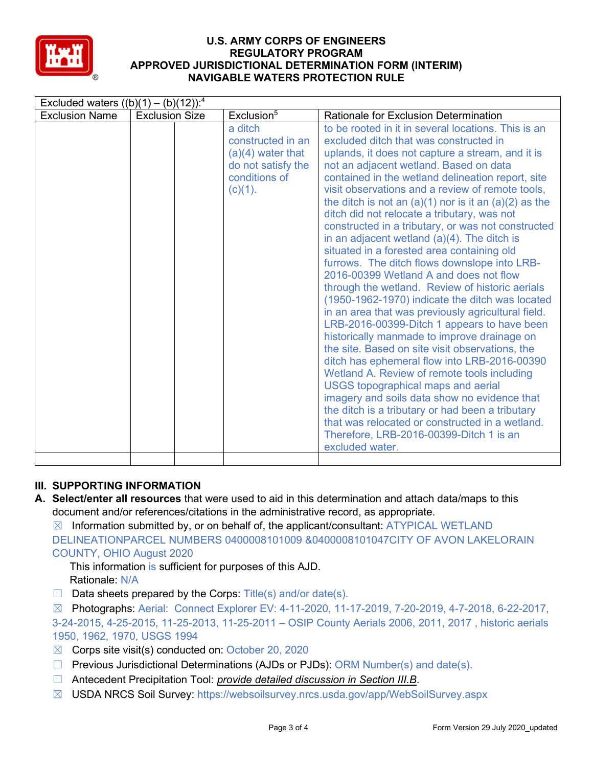# U.S. ARMY CORPS OF ENGINEERS
# REGULATORY PROGRAM
# APPROVED JURISDICTIONAL DETERMINATION FORM (INTERIM)
# NAVIGABLE WATERS PROTECTION RULE

| Excluded waters ((b)(1) – (b)(12)):[4] | | | | |
|---|---|---|---|---|
| Exclusion Name | Exclusion Size | | Exclusion[5] | Rationale for Exclusion Determination |
| | | | a ditch constructed in an (a)(4) water that do not satisfy the conditions of (c)(1). | to be rooted in it in several locations. This is an excluded ditch that was constructed in uplands, it does not capture a stream, and it is not an adjacent wetland. Based on data contained in the wetland delineation report, site visit observations and a review of remote tools, the ditch is not an (a)(1) nor is it an (a)(2) as the ditch did not relocate a tributary, was not constructed in a tributary, or was not constructed in an adjacent wetland (a)(4). The ditch is situated in a forested area containing old furrows. The ditch flows downslope into LRB-2016-00399 Wetland A and does not flow through the wetland. Review of historic aerials (1950-1962-1970) indicate the ditch was located in an area that was previously agricultural field. LRB-2016-00399-Ditch 1 appears to have been historically manmade to improve drainage on the site. Based on site visit observations, the ditch has ephemeral flow into LRB-2016-00390 Wetland A. Review of remote tools including USGS topographical maps and aerial imagery and soils data show no evidence that the ditch is a tributary or had been a tributary that was relocated or constructed in a wetland. Therefore, LRB-2016-00399-Ditch 1 is an excluded water. |
| | | | | |

## III. SUPPORTING INFORMATION

**A. Select/enter all resources** that were used to aid in this determination and attach data/maps to this document and/or references/citations in the administrative record, as appropriate.

☒ Information submitted by, or on behalf of, the applicant/consultant: ATYPICAL WETLAND DELINEATIONPARCEL NUMBERS 0400008101009 &0400008101047CITY OF AVON LAKELORAIN COUNTY, OHIO August 2020

This information is sufficient for purposes of this AJD.
Rationale: N/A

☐ Data sheets prepared by the Corps: Title(s) and/or date(s).

☒ Photographs: Aerial: Connect Explorer EV: 4-11-2020, 11-17-2019, 7-20-2019, 4-7-2018, 6-22-2017, 3-24-2015, 4-25-2015, 11-25-2013, 11-25-2011 – OSIP County Aerials 2006, 2011, 2017 , historic aerials 1950, 1962, 1970, USGS 1994

☒ Corps site visit(s) conducted on: October 20, 2020

☐ Previous Jurisdictional Determinations (AJDs or PJDs): ORM Number(s) and date(s).

☐ Antecedent Precipitation Tool: *provide detailed discussion in Section III.B*.

☒ USDA NRCS Soil Survey: https://websoilsurvey.nrcs.usda.gov/app/WebSoilSurvey.aspx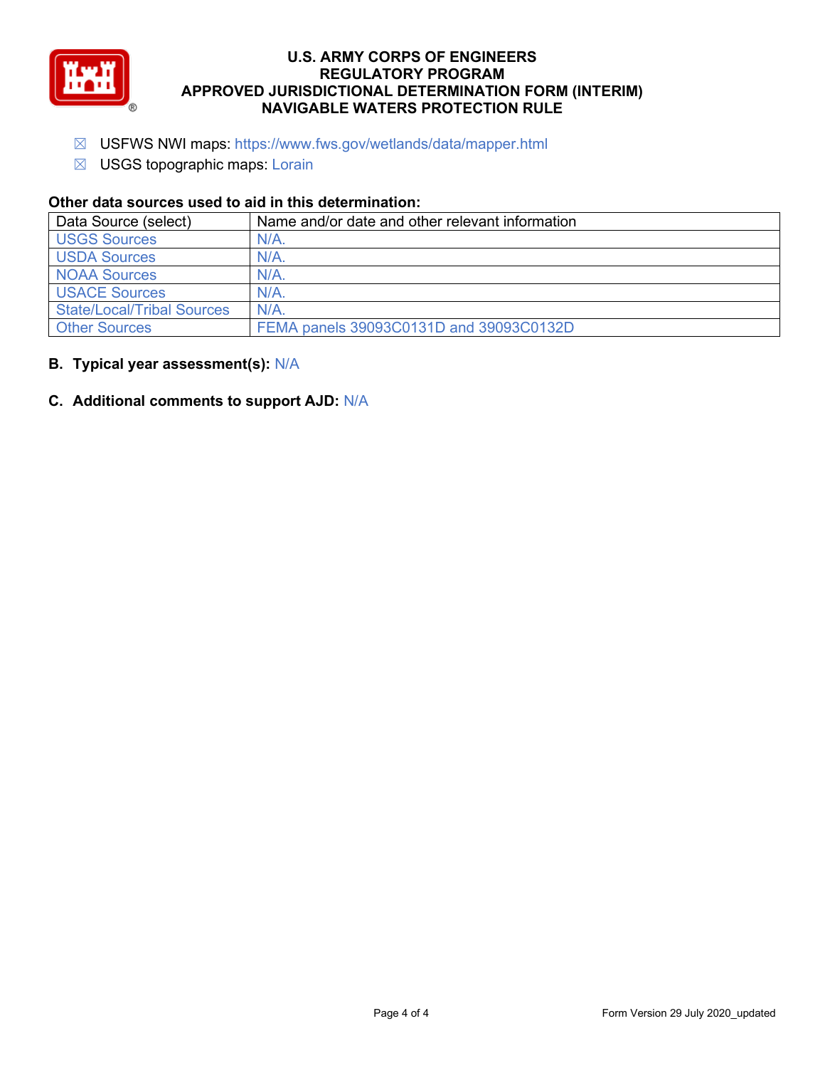- ☒ USFWS NWI maps: https://www.fws.gov/wetlands/data/mapper.html
- ☒ USGS topographic maps: Lorain

**Other data sources used to aid in this determination:**

| Data Source (select) | Name and/or date and other relevant information |
| --- | --- |
| USGS Sources | N/A. |
| USDA Sources | N/A. |
| NOAA Sources | N/A. |
| USACE Sources | N/A. |
| State/Local/Tribal Sources | N/A. |
| Other Sources | FEMA panels 39093C0131D and 39093C0132D |

**B. Typical year assessment(s):** N/A

**C. Additional comments to support AJD:** N/A